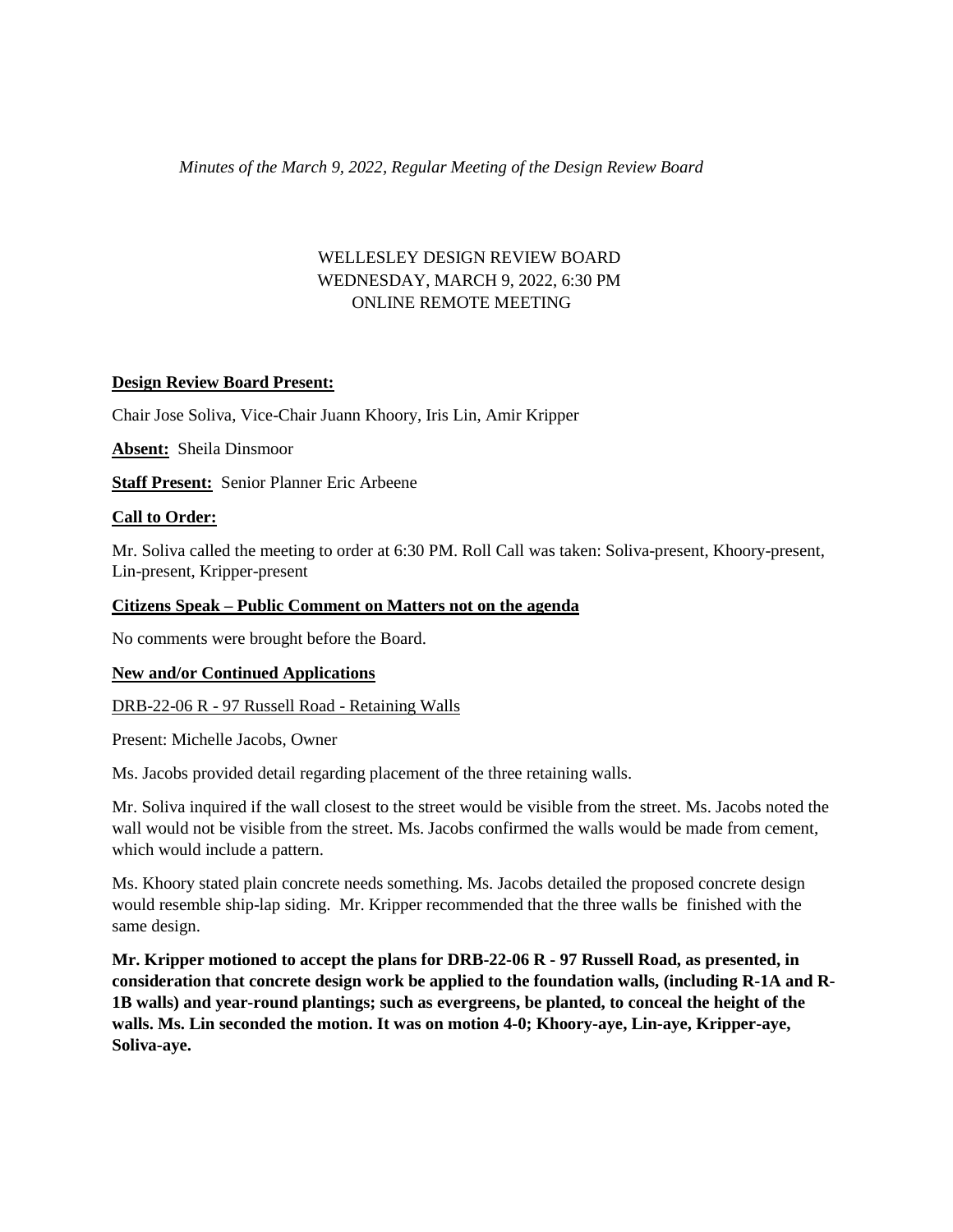*Minutes of the March 9, 2022, Regular Meeting of the Design Review Board*

WELLESLEY DESIGN REVIEW BOARD
WEDNESDAY, MARCH 9, 2022, 6:30 PM
ONLINE REMOTE MEETING

**Design Review Board Present:**

Chair Jose Soliva, Vice-Chair Juann Khoory, Iris Lin, Amir Kripper

**Absent:** Sheila Dinsmoor

**Staff Present:** Senior Planner Eric Arbeene

**Call to Order:**

Mr. Soliva called the meeting to order at 6:30 PM. Roll Call was taken: Soliva-present, Khoory-present, Lin-present, Kripper-present

**Citizens Speak – Public Comment on Matters not on the agenda**

No comments were brought before the Board.

**New and/or Continued Applications**

DRB-22-06 R - 97 Russell Road - Retaining Walls

Present: Michelle Jacobs, Owner

Ms. Jacobs provided detail regarding placement of the three retaining walls.

Mr. Soliva inquired if the wall closest to the street would be visible from the street. Ms. Jacobs noted the wall would not be visible from the street. Ms. Jacobs confirmed the walls would be made from cement, which would include a pattern.

Ms. Khoory stated plain concrete needs something. Ms. Jacobs detailed the proposed concrete design would resemble ship-lap siding. Mr. Kripper recommended that the three walls be finished with the same design.

**Mr. Kripper motioned to accept the plans for DRB-22-06 R - 97 Russell Road, as presented, in consideration that concrete design work be applied to the foundation walls, (including R-1A and R-1B walls) and year-round plantings; such as evergreens, be planted, to conceal the height of the walls. Ms. Lin seconded the motion. It was on motion 4-0; Khoory-aye, Lin-aye, Kripper-aye, Soliva-aye.**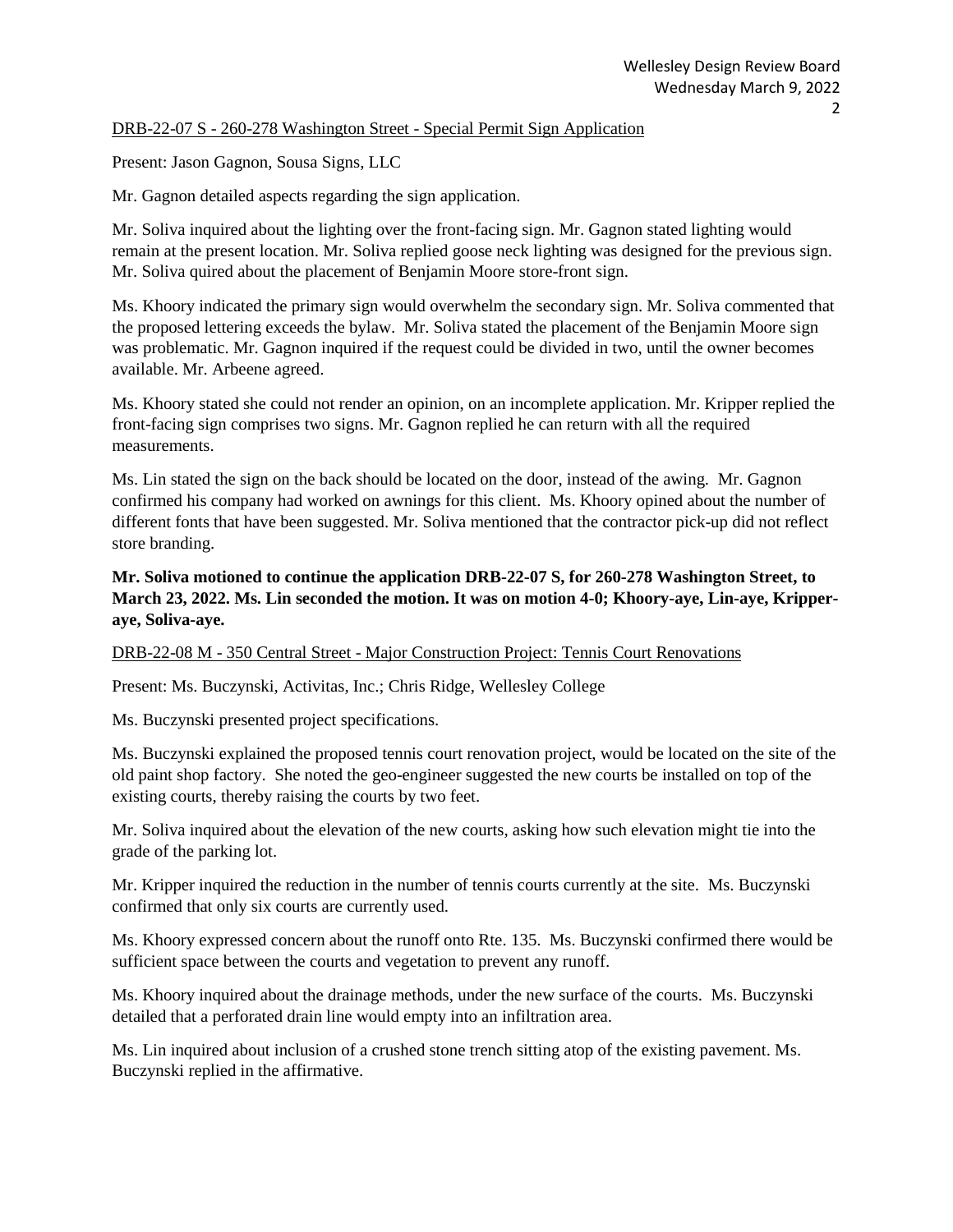DRB-22-07 S - 260-278 Washington Street - Special Permit Sign Application

Present: Jason Gagnon, Sousa Signs, LLC

Mr. Gagnon detailed aspects regarding the sign application.

Mr. Soliva inquired about the lighting over the front-facing sign. Mr. Gagnon stated lighting would remain at the present location. Mr. Soliva replied goose neck lighting was designed for the previous sign. Mr. Soliva quired about the placement of Benjamin Moore store-front sign.

Ms. Khoory indicated the primary sign would overwhelm the secondary sign. Mr. Soliva commented that the proposed lettering exceeds the bylaw. Mr. Soliva stated the placement of the Benjamin Moore sign was problematic. Mr. Gagnon inquired if the request could be divided in two, until the owner becomes available. Mr. Arbeene agreed.

Ms. Khoory stated she could not render an opinion, on an incomplete application. Mr. Kripper replied the front-facing sign comprises two signs. Mr. Gagnon replied he can return with all the required measurements.

Ms. Lin stated the sign on the back should be located on the door, instead of the awing. Mr. Gagnon confirmed his company had worked on awnings for this client. Ms. Khoory opined about the number of different fonts that have been suggested. Mr. Soliva mentioned that the contractor pick-up did not reflect store branding.

**Mr. Soliva motioned to continue the application DRB-22-07 S, for 260-278 Washington Street, to March 23, 2022. Ms. Lin seconded the motion. It was on motion 4-0; Khoory-aye, Lin-aye, Kripper-aye, Soliva-aye.**

DRB-22-08 M - 350 Central Street - Major Construction Project: Tennis Court Renovations

Present: Ms. Buczynski, Activitas, Inc.; Chris Ridge, Wellesley College

Ms. Buczynski presented project specifications.

Ms. Buczynski explained the proposed tennis court renovation project, would be located on the site of the old paint shop factory. She noted the geo-engineer suggested the new courts be installed on top of the existing courts, thereby raising the courts by two feet.

Mr. Soliva inquired about the elevation of the new courts, asking how such elevation might tie into the grade of the parking lot.

Mr. Kripper inquired the reduction in the number of tennis courts currently at the site. Ms. Buczynski confirmed that only six courts are currently used.

Ms. Khoory expressed concern about the runoff onto Rte. 135. Ms. Buczynski confirmed there would be sufficient space between the courts and vegetation to prevent any runoff.

Ms. Khoory inquired about the drainage methods, under the new surface of the courts. Ms. Buczynski detailed that a perforated drain line would empty into an infiltration area.

Ms. Lin inquired about inclusion of a crushed stone trench sitting atop of the existing pavement. Ms. Buczynski replied in the affirmative.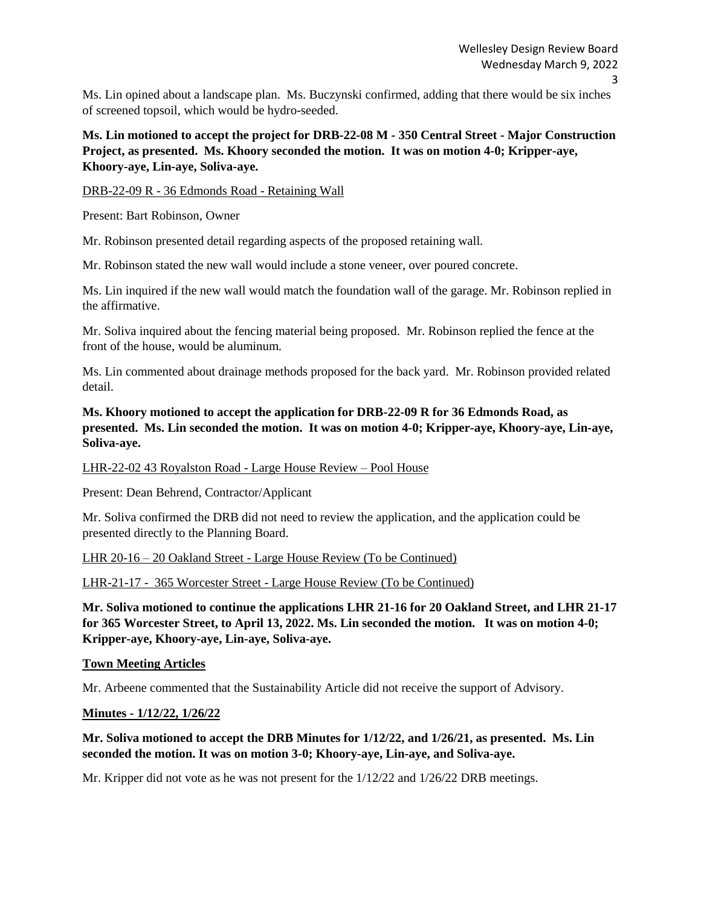Ms. Lin opined about a landscape plan. Ms. Buczynski confirmed, adding that there would be six inches of screened topsoil, which would be hydro-seeded.

**Ms. Lin motioned to accept the project for DRB-22-08 M - 350 Central Street - Major Construction Project, as presented. Ms. Khoory seconded the motion. It was on motion 4-0; Kripper-aye, Khoory-aye, Lin-aye, Soliva-aye.**

DRB-22-09 R - 36 Edmonds Road - Retaining Wall

Present: Bart Robinson, Owner

Mr. Robinson presented detail regarding aspects of the proposed retaining wall.

Mr. Robinson stated the new wall would include a stone veneer, over poured concrete.

Ms. Lin inquired if the new wall would match the foundation wall of the garage. Mr. Robinson replied in the affirmative.

Mr. Soliva inquired about the fencing material being proposed. Mr. Robinson replied the fence at the front of the house, would be aluminum.

Ms. Lin commented about drainage methods proposed for the back yard. Mr. Robinson provided related detail.

**Ms. Khoory motioned to accept the application for DRB-22-09 R for 36 Edmonds Road, as presented. Ms. Lin seconded the motion. It was on motion 4-0; Kripper-aye, Khoory-aye, Lin-aye, Soliva-aye.**

LHR-22-02 43 Royalston Road - Large House Review – Pool House

Present: Dean Behrend, Contractor/Applicant

Mr. Soliva confirmed the DRB did not need to review the application, and the application could be presented directly to the Planning Board.

LHR 20-16 – 20 Oakland Street - Large House Review (To be Continued)

LHR-21-17 - 365 Worcester Street - Large House Review (To be Continued)

**Mr. Soliva motioned to continue the applications LHR 21-16 for 20 Oakland Street, and LHR 21-17 for 365 Worcester Street, to April 13, 2022. Ms. Lin seconded the motion. It was on motion 4-0; Kripper-aye, Khoory-aye, Lin-aye, Soliva-aye.**

**Town Meeting Articles**

Mr. Arbeene commented that the Sustainability Article did not receive the support of Advisory.

**Minutes - 1/12/22, 1/26/22**

**Mr. Soliva motioned to accept the DRB Minutes for 1/12/22, and 1/26/21, as presented. Ms. Lin seconded the motion. It was on motion 3-0; Khoory-aye, Lin-aye, and Soliva-aye.**

Mr. Kripper did not vote as he was not present for the 1/12/22 and 1/26/22 DRB meetings.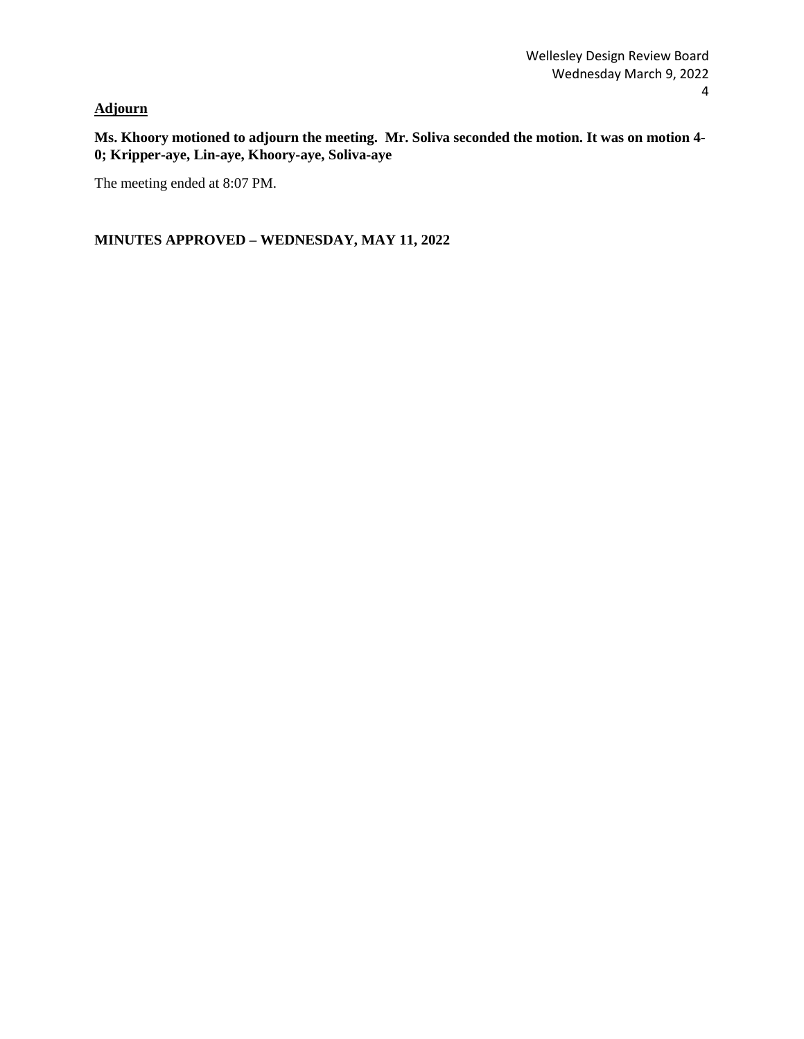## Adjourn

**Ms. Khoory motioned to adjourn the meeting. Mr. Soliva seconded the motion. It was on motion 4-0; Kripper-aye, Lin-aye, Khoory-aye, Soliva-aye**

The meeting ended at 8:07 PM.

**MINUTES APPROVED – WEDNESDAY, MAY 11, 2022**